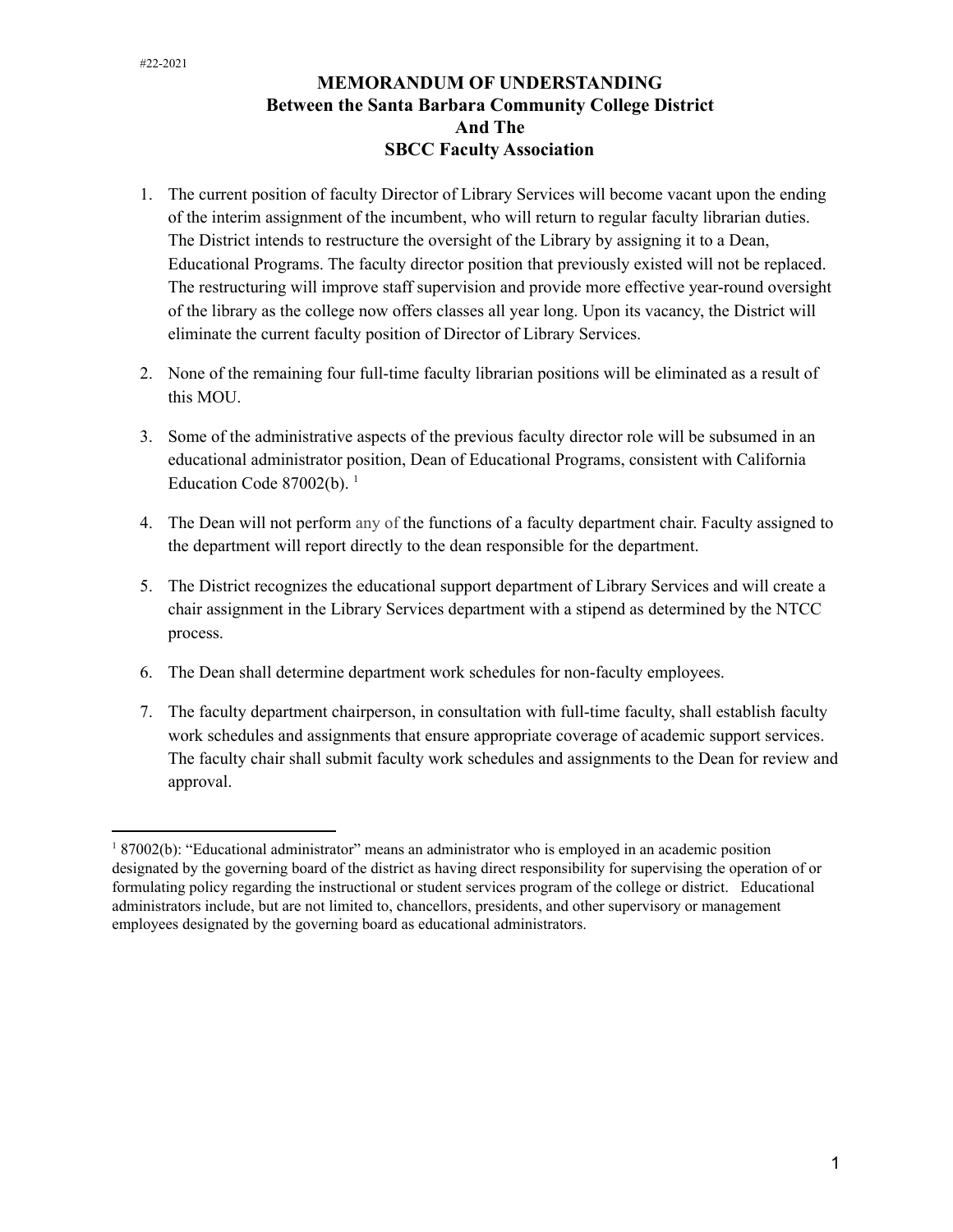#22-2021

# MEMORANDUM OF UNDERSTANDING
## Between the Santa Barbara Community College District
## And The
## SBCC Faculty Association

1. The current position of faculty Director of Library Services will become vacant upon the ending of the interim assignment of the incumbent, who will return to regular faculty librarian duties. The District intends to restructure the oversight of the Library by assigning it to a Dean, Educational Programs. The faculty director position that previously existed will not be replaced. The restructuring will improve staff supervision and provide more effective year-round oversight of the library as the college now offers classes all year long. Upon its vacancy, the District will eliminate the current faculty position of Director of Library Services.

2. None of the remaining four full-time faculty librarian positions will be eliminated as a result of this MOU.

3. Some of the administrative aspects of the previous faculty director role will be subsumed in an educational administrator position, Dean of Educational Programs, consistent with California Education Code 87002(b). [1]

4. The Dean will not perform any of the functions of a faculty department chair. Faculty assigned to the department will report directly to the dean responsible for the department.

5. The District recognizes the educational support department of Library Services and will create a chair assignment in the Library Services department with a stipend as determined by the NTCC process.

6. The Dean shall determine department work schedules for non-faculty employees.

7. The faculty department chairperson, in consultation with full-time faculty, shall establish faculty work schedules and assignments that ensure appropriate coverage of academic support services. The faculty chair shall submit faculty work schedules and assignments to the Dean for review and approval.

---

[1] 87002(b): "Educational administrator" means an administrator who is employed in an academic position designated by the governing board of the district as having direct responsibility for supervising the operation of or formulating policy regarding the instructional or student services program of the college or district. Educational administrators include, but are not limited to, chancellors, presidents, and other supervisory or management employees designated by the governing board as educational administrators.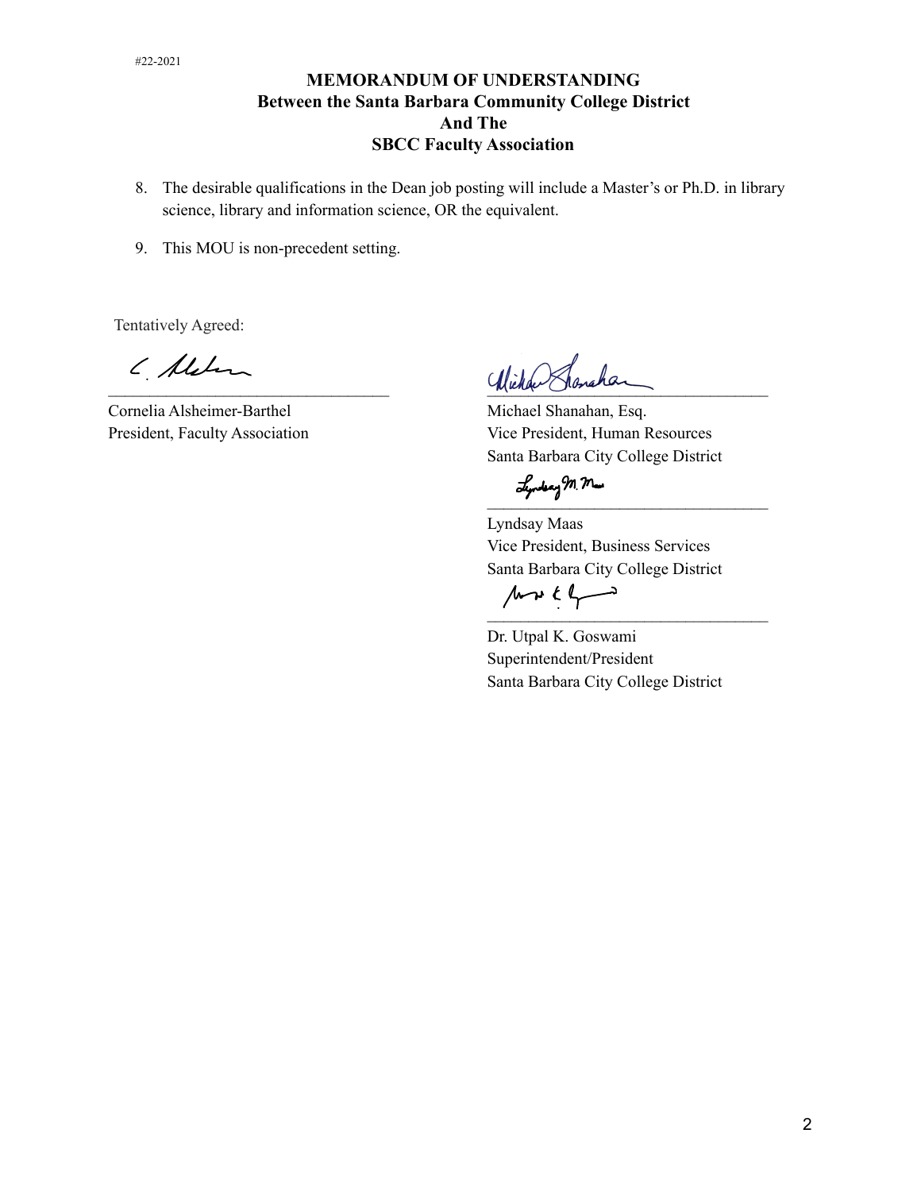#22-2021

**MEMORANDUM OF UNDERSTANDING**
**Between the Santa Barbara Community College District**
**And The**
**SBCC Faculty Association**

8. The desirable qualifications in the Dean job posting will include a Master's or Ph.D. in library science, library and information science, OR the equivalent.

9. This MOU is non-precedent setting.

Tentatively Agreed:

\_\_\_\_\_\_\_\_\_\_\_\_\_\_\_\_\_\_\_\_\_\_\_\_\_\_\_\_\_\_\_\_\_\_
Cornelia Alsheimer-Barthel
President, Faculty Association

\_\_\_\_\_\_\_\_\_\_\_\_\_\_\_\_\_\_\_\_\_\_\_\_\_\_\_\_\_\_\_\_\_\_
Michael Shanahan, Esq.
Vice President, Human Resources
Santa Barbara City College District

\_\_\_\_\_\_\_\_\_\_\_\_\_\_\_\_\_\_\_\_\_\_\_\_\_\_\_\_\_\_\_\_\_\_
Lyndsay Maas
Vice President, Business Services
Santa Barbara City College District

\_\_\_\_\_\_\_\_\_\_\_\_\_\_\_\_\_\_\_\_\_\_\_\_\_\_\_\_\_\_\_\_\_\_
Dr. Utpal K. Goswami
Superintendent/President
Santa Barbara City College District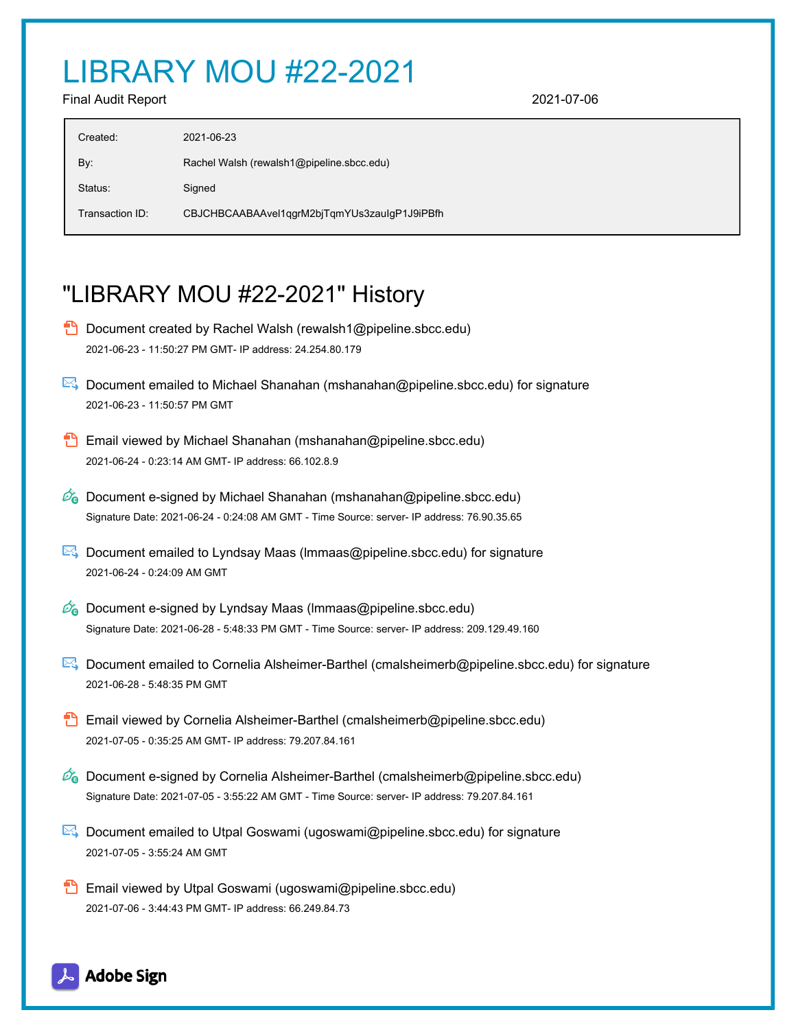# LIBRARY MOU #22-2021

Final Audit Report 2021-07-06

| | |
|---|---|
| Created: | 2021-06-23 |
| By: | Rachel Walsh (rewalsh1@pipeline.sbcc.edu) |
| Status: | Signed |
| Transaction ID: | CBJCHBCAABAAvel1qgrM2bjTqmYUs3zauIgP1J9iPBfh |

## "LIBRARY MOU #22-2021" History

- Document created by Rachel Walsh (rewalsh1@pipeline.sbcc.edu)
  2021-06-23 - 11:50:27 PM GMT- IP address: 24.254.80.179

- Document emailed to Michael Shanahan (mshanahan@pipeline.sbcc.edu) for signature
  2021-06-23 - 11:50:57 PM GMT

- Email viewed by Michael Shanahan (mshanahan@pipeline.sbcc.edu)
  2021-06-24 - 0:23:14 AM GMT- IP address: 66.102.8.9

- Document e-signed by Michael Shanahan (mshanahan@pipeline.sbcc.edu)
  Signature Date: 2021-06-24 - 0:24:08 AM GMT - Time Source: server- IP address: 76.90.35.65

- Document emailed to Lyndsay Maas (lmmaas@pipeline.sbcc.edu) for signature
  2021-06-24 - 0:24:09 AM GMT

- Document e-signed by Lyndsay Maas (lmmaas@pipeline.sbcc.edu)
  Signature Date: 2021-06-28 - 5:48:33 PM GMT - Time Source: server- IP address: 209.129.49.160

- Document emailed to Cornelia Alsheimer-Barthel (cmalsheimerb@pipeline.sbcc.edu) for signature
  2021-06-28 - 5:48:35 PM GMT

- Email viewed by Cornelia Alsheimer-Barthel (cmalsheimerb@pipeline.sbcc.edu)
  2021-07-05 - 0:35:25 AM GMT- IP address: 79.207.84.161

- Document e-signed by Cornelia Alsheimer-Barthel (cmalsheimerb@pipeline.sbcc.edu)
  Signature Date: 2021-07-05 - 3:55:22 AM GMT - Time Source: server- IP address: 79.207.84.161

- Document emailed to Utpal Goswami (ugoswami@pipeline.sbcc.edu) for signature
  2021-07-05 - 3:55:24 AM GMT

- Email viewed by Utpal Goswami (ugoswami@pipeline.sbcc.edu)
  2021-07-06 - 3:44:43 PM GMT- IP address: 66.249.84.73

Adobe Sign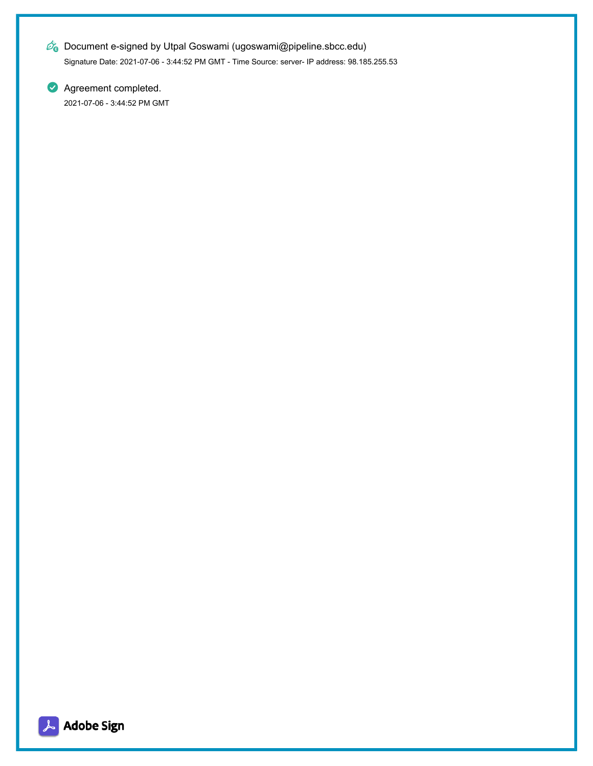Document e-signed by Utpal Goswami (ugoswami@pipeline.sbcc.edu)

Signature Date: 2021-07-06 - 3:44:52 PM GMT - Time Source: server- IP address: 98.185.255.53

Agreement completed.

2021-07-06 - 3:44:52 PM GMT

Adobe Sign